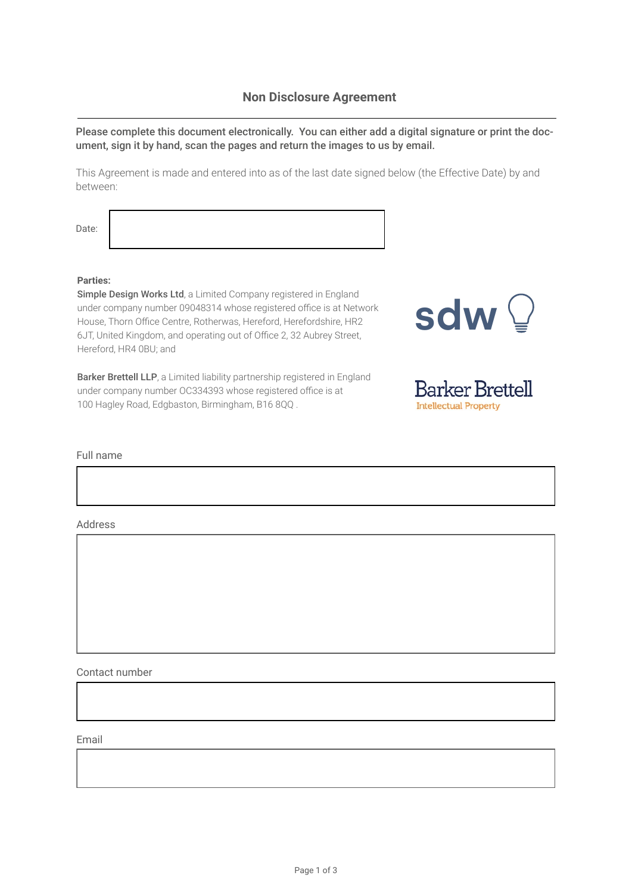# Non Disclosure Agreement

**Please complete this document electronically. You can either add a digital signature or print the document, sign it by hand, scan the pages and return the images to us by email.**

This Agreement is made and entered into as of the last date signed below (the Effective Date) by and between:

Date:

**Parties:**

**Simple Design Works Ltd**, a Limited Company registered in England under company number 09048314 whose registered office is at Network House, Thorn Office Centre, Rotherwas, Hereford, Herefordshire, HR2 6JT, United Kingdom, and operating out of Office 2, 32 Aubrey Street, Hereford, HR4 0BU; and

**Barker Brettell LLP**, a Limited liability partnership registered in England under company number OC334393 whose registered office is at 100 Hagley Road, Edgbaston, Birmingham, B16 8QQ .

Full name

Address

Contact number

Email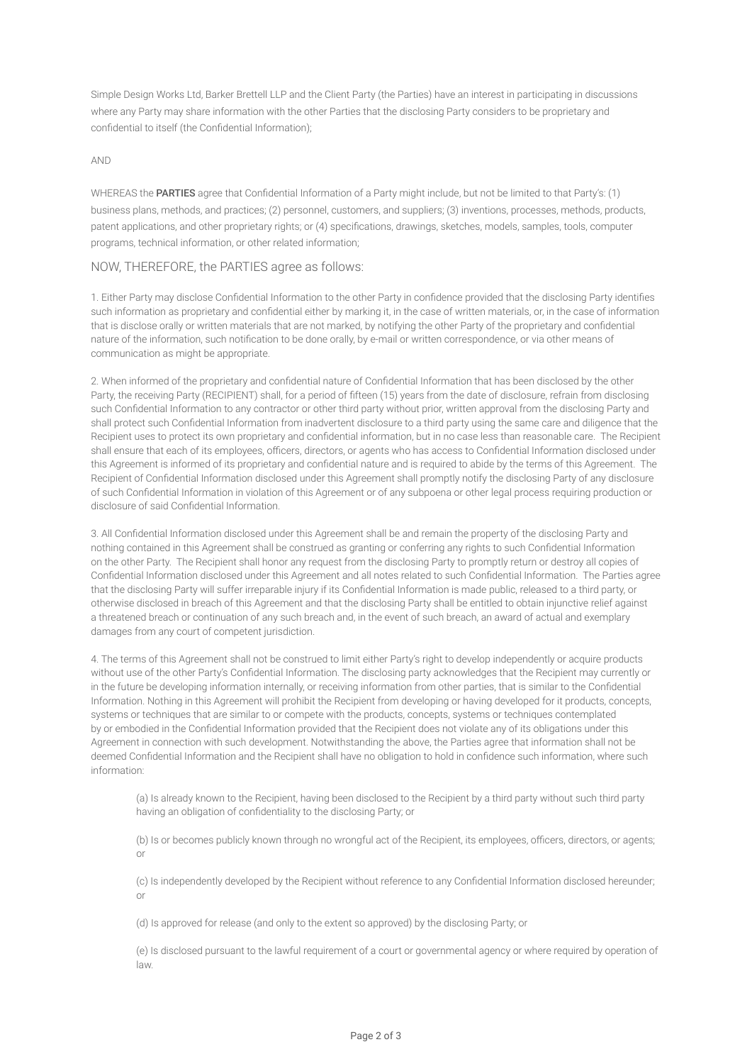Simple Design Works Ltd, Barker Brettell LLP and the Client Party (the Parties) have an interest in participating in discussions where any Party may share information with the other Parties that the disclosing Party considers to be proprietary and confidential to itself (the Confidential Information);

AND

WHEREAS the **PARTIES** agree that Confidential Information of a Party might include, but not be limited to that Party's: (1) business plans, methods, and practices; (2) personnel, customers, and suppliers; (3) inventions, processes, methods, products, patent applications, and other proprietary rights; or (4) specifications, drawings, sketches, models, samples, tools, computer programs, technical information, or other related information;

NOW, THEREFORE, the PARTIES agree as follows:

1. Either Party may disclose Confidential Information to the other Party in confidence provided that the disclosing Party identifies such information as proprietary and confidential either by marking it, in the case of written materials, or, in the case of information that is disclose orally or written materials that are not marked, by notifying the other Party of the proprietary and confidential nature of the information, such notification to be done orally, by e-mail or written correspondence, or via other means of communication as might be appropriate.

2. When informed of the proprietary and confidential nature of Confidential Information that has been disclosed by the other Party, the receiving Party (RECIPIENT) shall, for a period of fifteen (15) years from the date of disclosure, refrain from disclosing such Confidential Information to any contractor or other third party without prior, written approval from the disclosing Party and shall protect such Confidential Information from inadvertent disclosure to a third party using the same care and diligence that the Recipient uses to protect its own proprietary and confidential information, but in no case less than reasonable care. The Recipient shall ensure that each of its employees, officers, directors, or agents who has access to Confidential Information disclosed under this Agreement is informed of its proprietary and confidential nature and is required to abide by the terms of this Agreement. The Recipient of Confidential Information disclosed under this Agreement shall promptly notify the disclosing Party of any disclosure of such Confidential Information in violation of this Agreement or of any subpoena or other legal process requiring production or disclosure of said Confidential Information.

3. All Confidential Information disclosed under this Agreement shall be and remain the property of the disclosing Party and nothing contained in this Agreement shall be construed as granting or conferring any rights to such Confidential Information on the other Party. The Recipient shall honor any request from the disclosing Party to promptly return or destroy all copies of Confidential Information disclosed under this Agreement and all notes related to such Confidential Information. The Parties agree that the disclosing Party will suffer irreparable injury if its Confidential Information is made public, released to a third party, or otherwise disclosed in breach of this Agreement and that the disclosing Party shall be entitled to obtain injunctive relief against a threatened breach or continuation of any such breach and, in the event of such breach, an award of actual and exemplary damages from any court of competent jurisdiction.

4. The terms of this Agreement shall not be construed to limit either Party's right to develop independently or acquire products without use of the other Party's Confidential Information. The disclosing party acknowledges that the Recipient may currently or in the future be developing information internally, or receiving information from other parties, that is similar to the Confidential Information. Nothing in this Agreement will prohibit the Recipient from developing or having developed for it products, concepts, systems or techniques that are similar to or compete with the products, concepts, systems or techniques contemplated by or embodied in the Confidential Information provided that the Recipient does not violate any of its obligations under this Agreement in connection with such development. Notwithstanding the above, the Parties agree that information shall not be deemed Confidential Information and the Recipient shall have no obligation to hold in confidence such information, where such information:

(a) Is already known to the Recipient, having been disclosed to the Recipient by a third party without such third party having an obligation of confidentiality to the disclosing Party; or

(b) Is or becomes publicly known through no wrongful act of the Recipient, its employees, officers, directors, or agents; or

(c) Is independently developed by the Recipient without reference to any Confidential Information disclosed hereunder; or

(d) Is approved for release (and only to the extent so approved) by the disclosing Party; or

(e) Is disclosed pursuant to the lawful requirement of a court or governmental agency or where required by operation of law.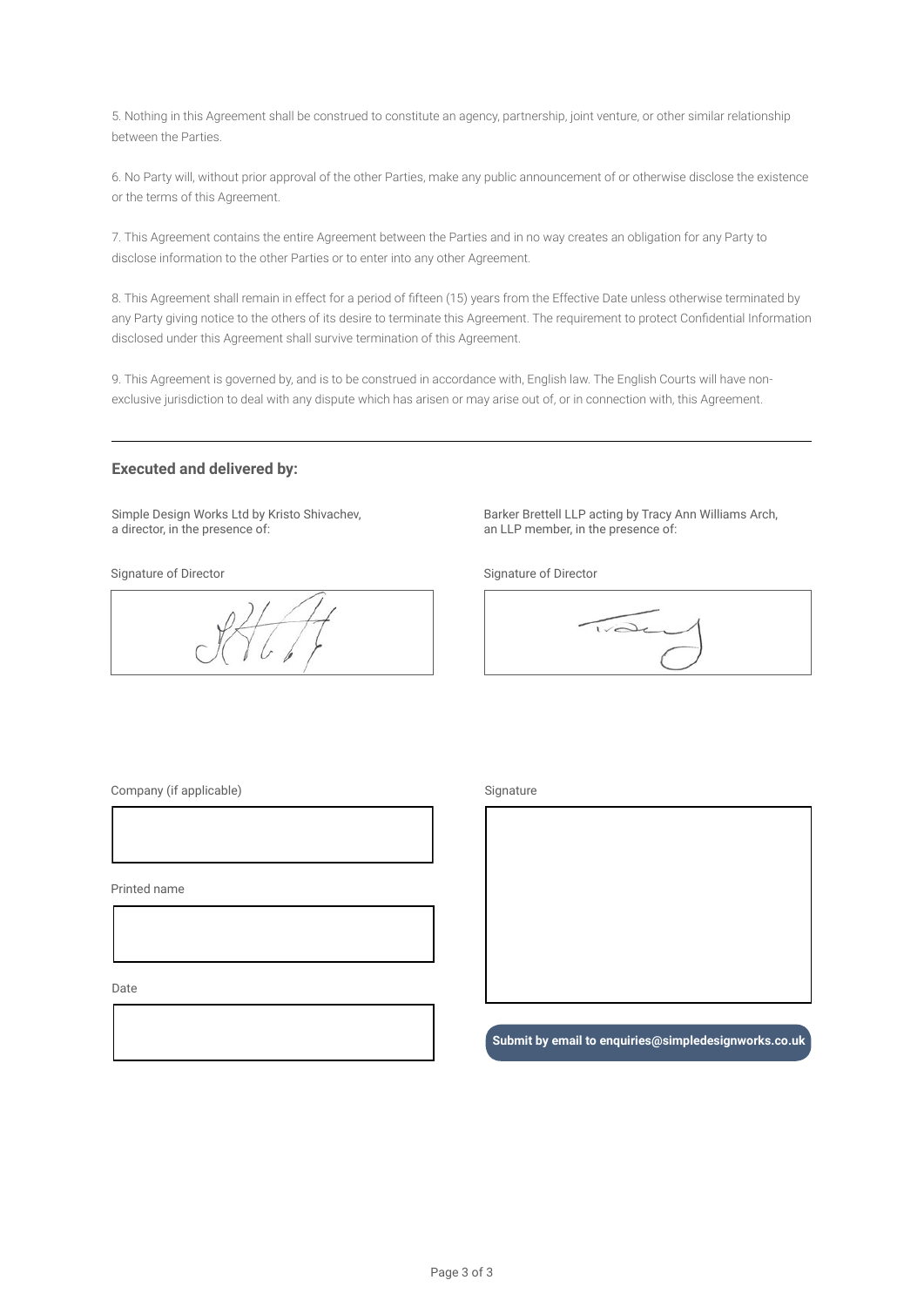5. Nothing in this Agreement shall be construed to constitute an agency, partnership, joint venture, or other similar relationship between the Parties.

6. No Party will, without prior approval of the other Parties, make any public announcement of or otherwise disclose the existence or the terms of this Agreement.

7. This Agreement contains the entire Agreement between the Parties and in no way creates an obligation for any Party to disclose information to the other Parties or to enter into any other Agreement.

8. This Agreement shall remain in effect for a period of fifteen (15) years from the Effective Date unless otherwise terminated by any Party giving notice to the others of its desire to terminate this Agreement. The requirement to protect Confidential Information disclosed under this Agreement shall survive termination of this Agreement.

9. This Agreement is governed by, and is to be construed in accordance with, English law. The English Courts will have non-exclusive jurisdiction to deal with any dispute which has arisen or may arise out of, or in connection with, this Agreement.

---

### Executed and delivered by:

Simple Design Works Ltd by Kristo Shivachev, a director, in the presence of:

Signature of Director

Barker Brettell LLP acting by Tracy Ann Williams Arch, an LLP member, in the presence of:

Signature of Director

Company (if applicable)

Printed name

Date

Signature

**Submit by email to enquiries@simpledesignworks.co.uk**